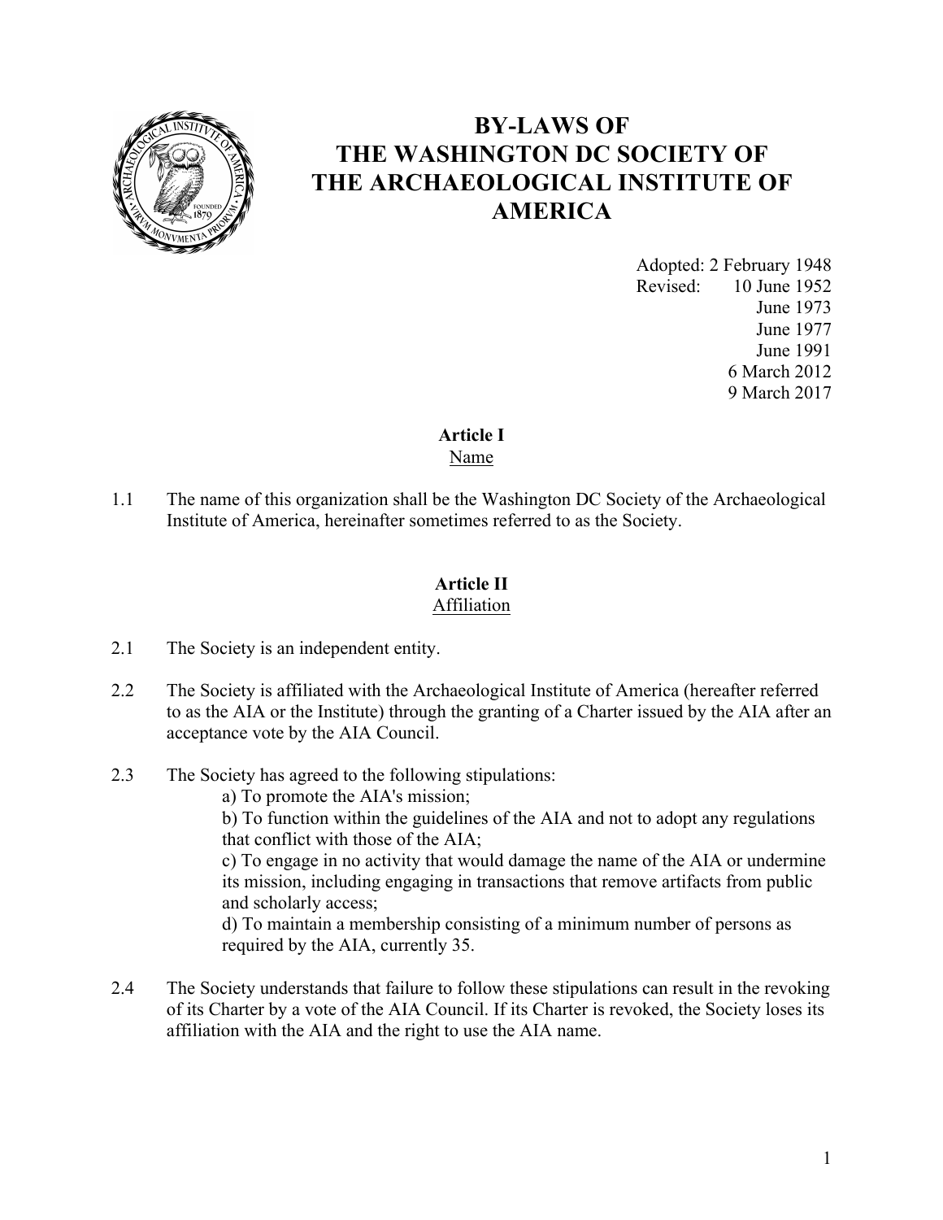# BY-LAWS OF THE WASHINGTON DC SOCIETY OF THE ARCHAEOLOGICAL INSTITUTE OF AMERICA

Adopted: 2 February 1948
Revised: 10 June 1952
June 1973
June 1977
June 1991
6 March 2012
9 March 2017

## Article I
Name

1.1 The name of this organization shall be the Washington DC Society of the Archaeological Institute of America, hereinafter sometimes referred to as the Society.

## Article II
Affiliation

2.1 The Society is an independent entity.

2.2 The Society is affiliated with the Archaeological Institute of America (hereafter referred to as the AIA or the Institute) through the granting of a Charter issued by the AIA after an acceptance vote by the AIA Council.

2.3 The Society has agreed to the following stipulations:

a) To promote the AIA's mission;

b) To function within the guidelines of the AIA and not to adopt any regulations that conflict with those of the AIA;

c) To engage in no activity that would damage the name of the AIA or undermine its mission, including engaging in transactions that remove artifacts from public and scholarly access;

d) To maintain a membership consisting of a minimum number of persons as required by the AIA, currently 35.

2.4 The Society understands that failure to follow these stipulations can result in the revoking of its Charter by a vote of the AIA Council. If its Charter is revoked, the Society loses its affiliation with the AIA and the right to use the AIA name.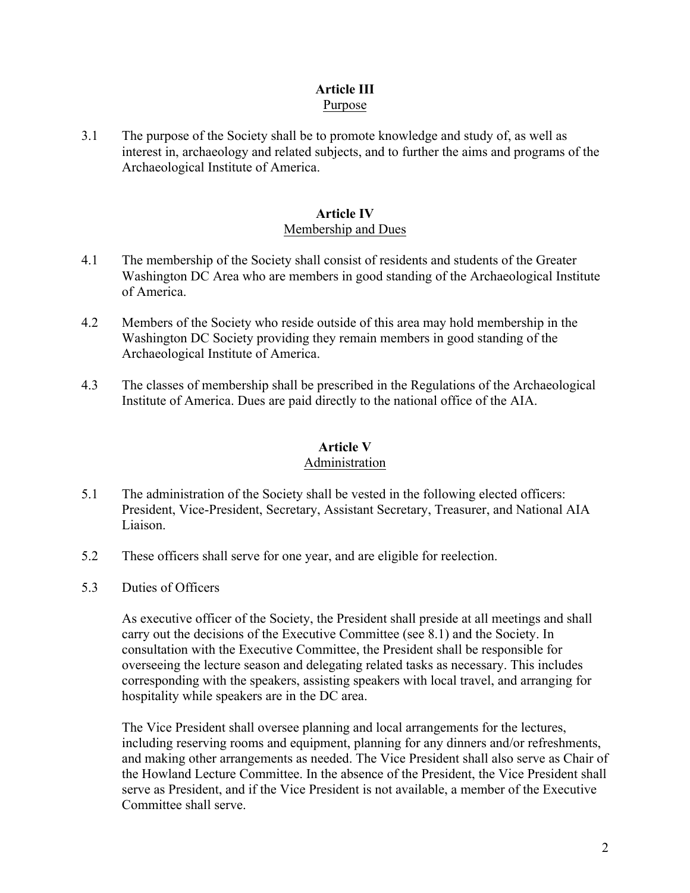## Article III
Purpose

3.1 The purpose of the Society shall be to promote knowledge and study of, as well as interest in, archaeology and related subjects, and to further the aims and programs of the Archaeological Institute of America.

## Article IV
Membership and Dues

4.1 The membership of the Society shall consist of residents and students of the Greater Washington DC Area who are members in good standing of the Archaeological Institute of America.

4.2 Members of the Society who reside outside of this area may hold membership in the Washington DC Society providing they remain members in good standing of the Archaeological Institute of America.

4.3 The classes of membership shall be prescribed in the Regulations of the Archaeological Institute of America. Dues are paid directly to the national office of the AIA.

## Article V
Administration

5.1 The administration of the Society shall be vested in the following elected officers: President, Vice-President, Secretary, Assistant Secretary, Treasurer, and National AIA Liaison.

5.2 These officers shall serve for one year, and are eligible for reelection.

5.3 Duties of Officers

As executive officer of the Society, the President shall preside at all meetings and shall carry out the decisions of the Executive Committee (see 8.1) and the Society. In consultation with the Executive Committee, the President shall be responsible for overseeing the lecture season and delegating related tasks as necessary. This includes corresponding with the speakers, assisting speakers with local travel, and arranging for hospitality while speakers are in the DC area.

The Vice President shall oversee planning and local arrangements for the lectures, including reserving rooms and equipment, planning for any dinners and/or refreshments, and making other arrangements as needed. The Vice President shall also serve as Chair of the Howland Lecture Committee. In the absence of the President, the Vice President shall serve as President, and if the Vice President is not available, a member of the Executive Committee shall serve.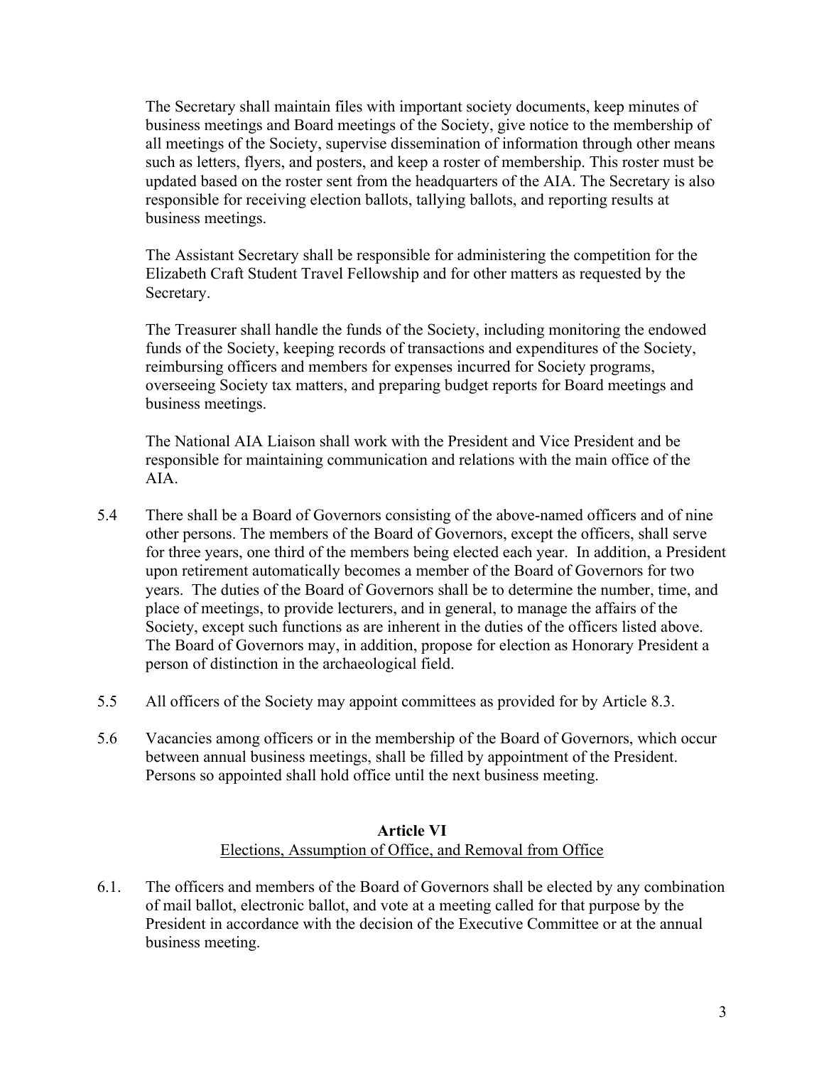The Secretary shall maintain files with important society documents, keep minutes of business meetings and Board meetings of the Society, give notice to the membership of all meetings of the Society, supervise dissemination of information through other means such as letters, flyers, and posters, and keep a roster of membership. This roster must be updated based on the roster sent from the headquarters of the AIA. The Secretary is also responsible for receiving election ballots, tallying ballots, and reporting results at business meetings.

The Assistant Secretary shall be responsible for administering the competition for the Elizabeth Craft Student Travel Fellowship and for other matters as requested by the Secretary.

The Treasurer shall handle the funds of the Society, including monitoring the endowed funds of the Society, keeping records of transactions and expenditures of the Society, reimbursing officers and members for expenses incurred for Society programs, overseeing Society tax matters, and preparing budget reports for Board meetings and business meetings.

The National AIA Liaison shall work with the President and Vice President and be responsible for maintaining communication and relations with the main office of the AIA.

5.4 There shall be a Board of Governors consisting of the above-named officers and of nine other persons. The members of the Board of Governors, except the officers, shall serve for three years, one third of the members being elected each year. In addition, a President upon retirement automatically becomes a member of the Board of Governors for two years. The duties of the Board of Governors shall be to determine the number, time, and place of meetings, to provide lecturers, and in general, to manage the affairs of the Society, except such functions as are inherent in the duties of the officers listed above. The Board of Governors may, in addition, propose for election as Honorary President a person of distinction in the archaeological field.

5.5 All officers of the Society may appoint committees as provided for by Article 8.3.

5.6 Vacancies among officers or in the membership of the Board of Governors, which occur between annual business meetings, shall be filled by appointment of the President. Persons so appointed shall hold office until the next business meeting.

## Article VI

Elections, Assumption of Office, and Removal from Office

6.1. The officers and members of the Board of Governors shall be elected by any combination of mail ballot, electronic ballot, and vote at a meeting called for that purpose by the President in accordance with the decision of the Executive Committee or at the annual business meeting.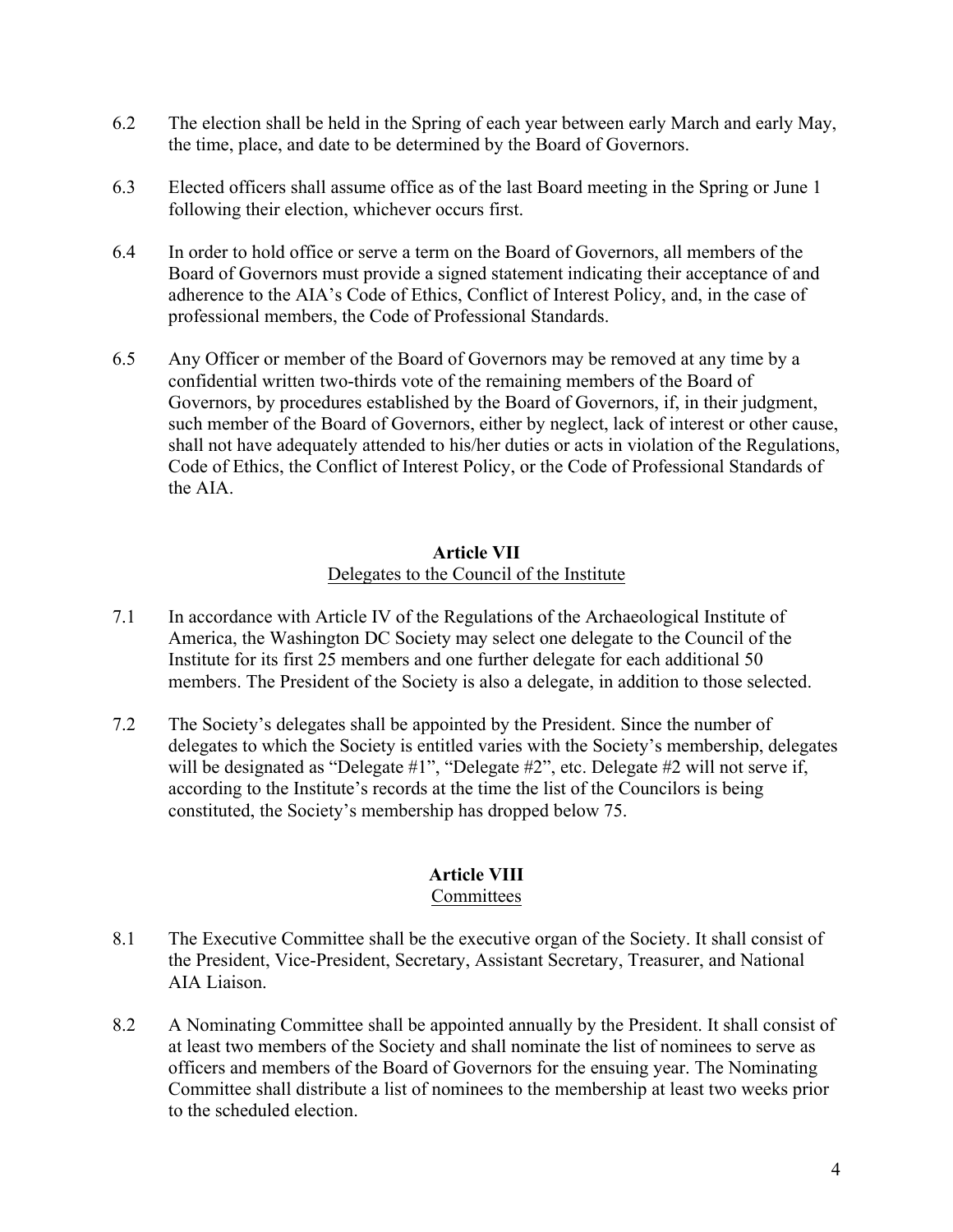6.2 The election shall be held in the Spring of each year between early March and early May, the time, place, and date to be determined by the Board of Governors.

6.3 Elected officers shall assume office as of the last Board meeting in the Spring or June 1 following their election, whichever occurs first.

6.4 In order to hold office or serve a term on the Board of Governors, all members of the Board of Governors must provide a signed statement indicating their acceptance of and adherence to the AIA's Code of Ethics, Conflict of Interest Policy, and, in the case of professional members, the Code of Professional Standards.

6.5 Any Officer or member of the Board of Governors may be removed at any time by a confidential written two-thirds vote of the remaining members of the Board of Governors, by procedures established by the Board of Governors, if, in their judgment, such member of the Board of Governors, either by neglect, lack of interest or other cause, shall not have adequately attended to his/her duties or acts in violation of the Regulations, Code of Ethics, the Conflict of Interest Policy, or the Code of Professional Standards of the AIA.

## Article VII

Delegates to the Council of the Institute

7.1 In accordance with Article IV of the Regulations of the Archaeological Institute of America, the Washington DC Society may select one delegate to the Council of the Institute for its first 25 members and one further delegate for each additional 50 members. The President of the Society is also a delegate, in addition to those selected.

7.2 The Society's delegates shall be appointed by the President. Since the number of delegates to which the Society is entitled varies with the Society's membership, delegates will be designated as "Delegate #1", "Delegate #2", etc. Delegate #2 will not serve if, according to the Institute's records at the time the list of the Councilors is being constituted, the Society's membership has dropped below 75.

## Article VIII

Committees

8.1 The Executive Committee shall be the executive organ of the Society. It shall consist of the President, Vice-President, Secretary, Assistant Secretary, Treasurer, and National AIA Liaison.

8.2 A Nominating Committee shall be appointed annually by the President. It shall consist of at least two members of the Society and shall nominate the list of nominees to serve as officers and members of the Board of Governors for the ensuing year. The Nominating Committee shall distribute a list of nominees to the membership at least two weeks prior to the scheduled election.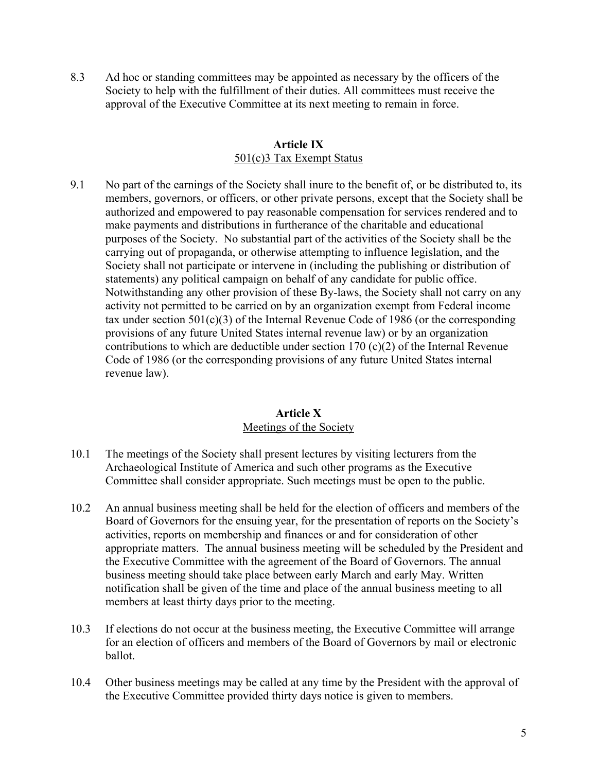8.3 Ad hoc or standing committees may be appointed as necessary by the officers of the Society to help with the fulfillment of their duties. All committees must receive the approval of the Executive Committee at its next meeting to remain in force.

## Article IX
### 501(c)3 Tax Exempt Status

9.1 No part of the earnings of the Society shall inure to the benefit of, or be distributed to, its members, governors, or officers, or other private persons, except that the Society shall be authorized and empowered to pay reasonable compensation for services rendered and to make payments and distributions in furtherance of the charitable and educational purposes of the Society. No substantial part of the activities of the Society shall be the carrying out of propaganda, or otherwise attempting to influence legislation, and the Society shall not participate or intervene in (including the publishing or distribution of statements) any political campaign on behalf of any candidate for public office. Notwithstanding any other provision of these By-laws, the Society shall not carry on any activity not permitted to be carried on by an organization exempt from Federal income tax under section 501(c)(3) of the Internal Revenue Code of 1986 (or the corresponding provisions of any future United States internal revenue law) or by an organization contributions to which are deductible under section 170 (c)(2) of the Internal Revenue Code of 1986 (or the corresponding provisions of any future United States internal revenue law).

## Article X
### Meetings of the Society

10.1 The meetings of the Society shall present lectures by visiting lecturers from the Archaeological Institute of America and such other programs as the Executive Committee shall consider appropriate. Such meetings must be open to the public.

10.2 An annual business meeting shall be held for the election of officers and members of the Board of Governors for the ensuing year, for the presentation of reports on the Society's activities, reports on membership and finances or and for consideration of other appropriate matters. The annual business meeting will be scheduled by the President and the Executive Committee with the agreement of the Board of Governors. The annual business meeting should take place between early March and early May. Written notification shall be given of the time and place of the annual business meeting to all members at least thirty days prior to the meeting.

10.3 If elections do not occur at the business meeting, the Executive Committee will arrange for an election of officers and members of the Board of Governors by mail or electronic ballot.

10.4 Other business meetings may be called at any time by the President with the approval of the Executive Committee provided thirty days notice is given to members.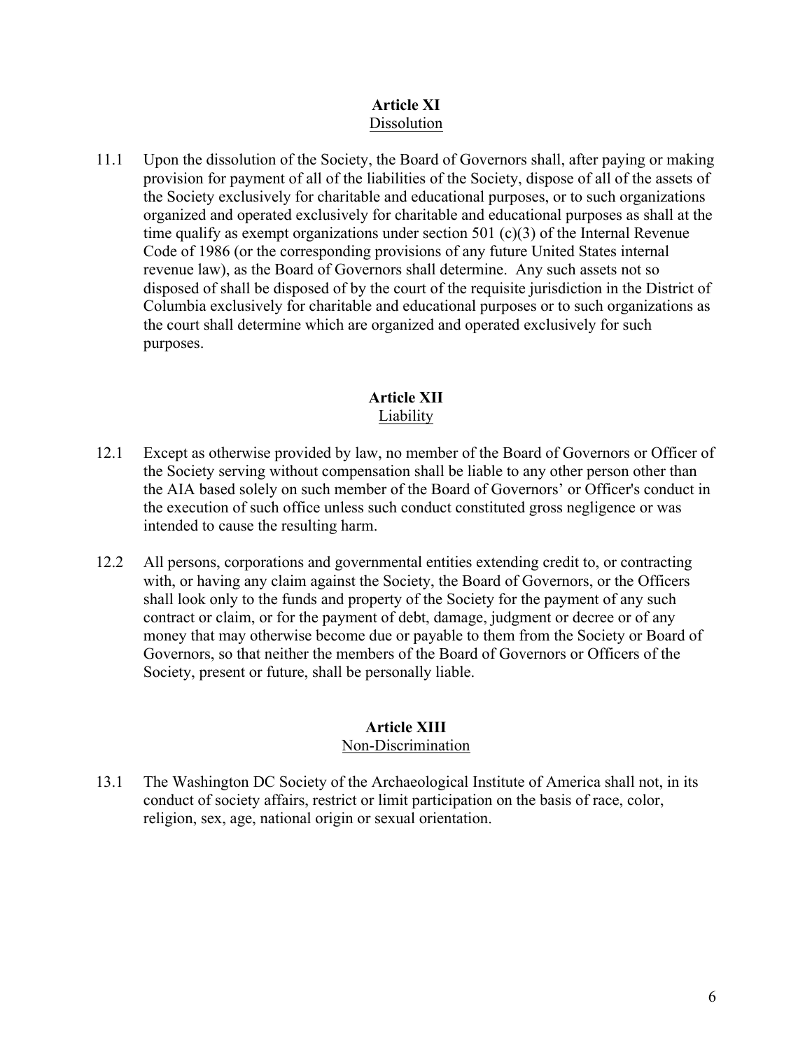## Article XI

Dissolution

11.1 Upon the dissolution of the Society, the Board of Governors shall, after paying or making provision for payment of all of the liabilities of the Society, dispose of all of the assets of the Society exclusively for charitable and educational purposes, or to such organizations organized and operated exclusively for charitable and educational purposes as shall at the time qualify as exempt organizations under section 501 (c)(3) of the Internal Revenue Code of 1986 (or the corresponding provisions of any future United States internal revenue law), as the Board of Governors shall determine. Any such assets not so disposed of shall be disposed of by the court of the requisite jurisdiction in the District of Columbia exclusively for charitable and educational purposes or to such organizations as the court shall determine which are organized and operated exclusively for such purposes.

## Article XII

Liability

12.1 Except as otherwise provided by law, no member of the Board of Governors or Officer of the Society serving without compensation shall be liable to any other person other than the AIA based solely on such member of the Board of Governors' or Officer's conduct in the execution of such office unless such conduct constituted gross negligence or was intended to cause the resulting harm.

12.2 All persons, corporations and governmental entities extending credit to, or contracting with, or having any claim against the Society, the Board of Governors, or the Officers shall look only to the funds and property of the Society for the payment of any such contract or claim, or for the payment of debt, damage, judgment or decree or of any money that may otherwise become due or payable to them from the Society or Board of Governors, so that neither the members of the Board of Governors or Officers of the Society, present or future, shall be personally liable.

## Article XIII

Non-Discrimination

13.1 The Washington DC Society of the Archaeological Institute of America shall not, in its conduct of society affairs, restrict or limit participation on the basis of race, color, religion, sex, age, national origin or sexual orientation.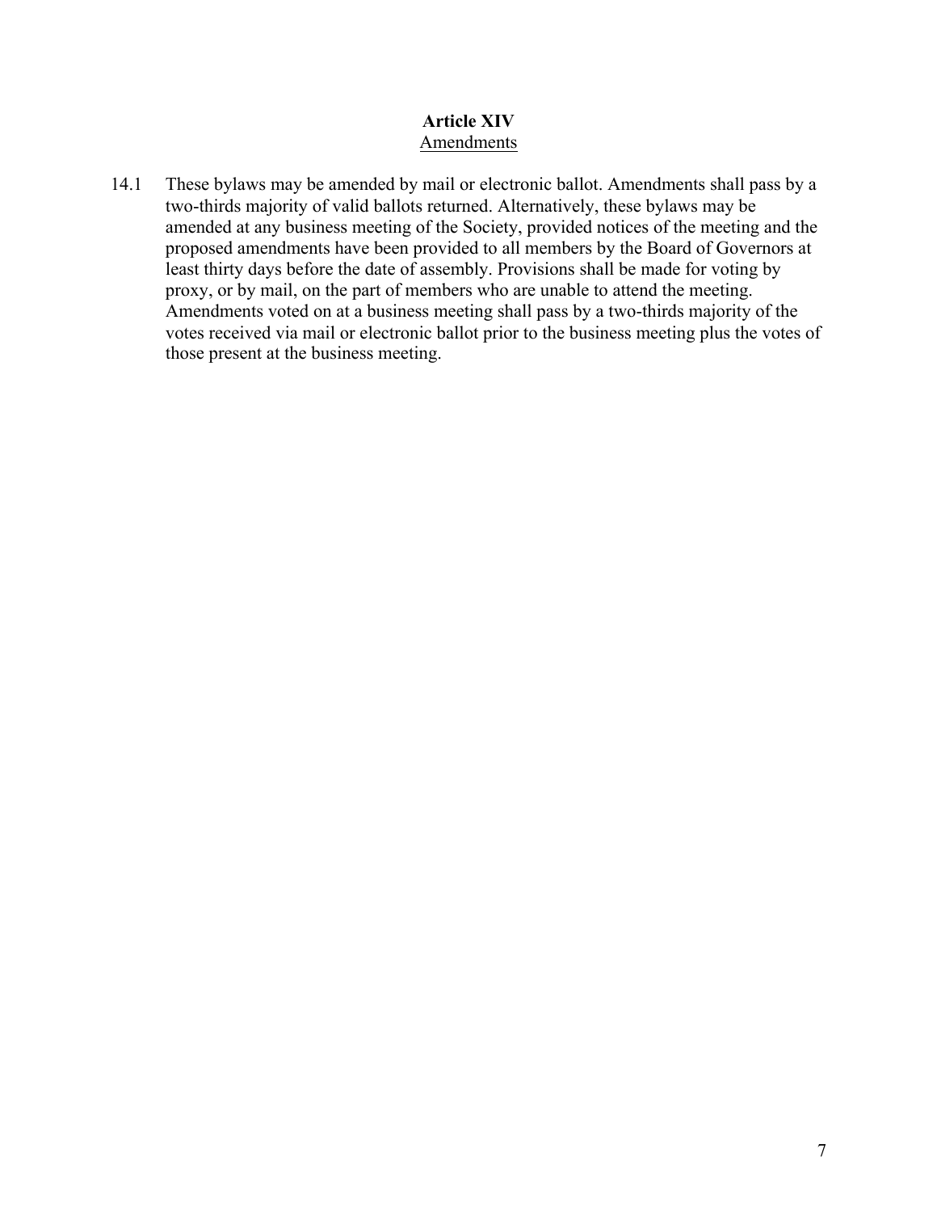## Article XIV

Amendments

14.1 These bylaws may be amended by mail or electronic ballot. Amendments shall pass by a two-thirds majority of valid ballots returned. Alternatively, these bylaws may be amended at any business meeting of the Society, provided notices of the meeting and the proposed amendments have been provided to all members by the Board of Governors at least thirty days before the date of assembly. Provisions shall be made for voting by proxy, or by mail, on the part of members who are unable to attend the meeting. Amendments voted on at a business meeting shall pass by a two-thirds majority of the votes received via mail or electronic ballot prior to the business meeting plus the votes of those present at the business meeting.